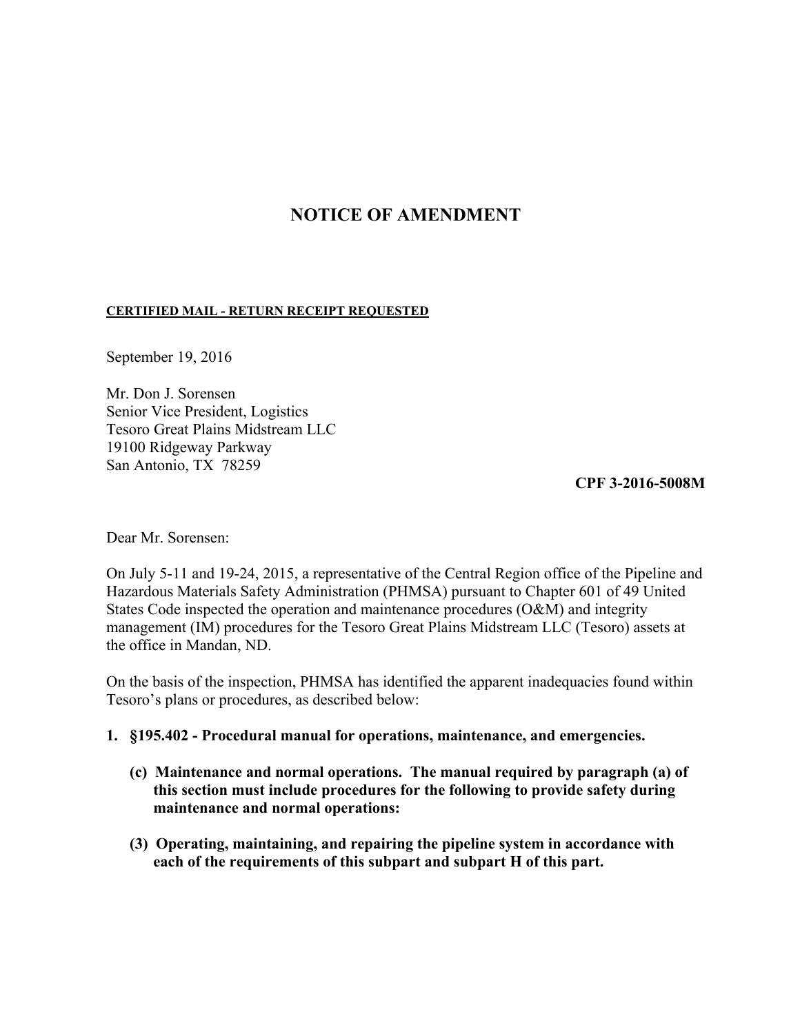# NOTICE OF AMENDMENT

**CERTIFIED MAIL - RETURN RECEIPT REQUESTED**

September 19, 2016

Mr. Don J. Sorensen
Senior Vice President, Logistics
Tesoro Great Plains Midstream LLC
19100 Ridgeway Parkway
San Antonio, TX 78259

**CPF 3-2016-5008M**

Dear Mr. Sorensen:

On July 5-11 and 19-24, 2015, a representative of the Central Region office of the Pipeline and Hazardous Materials Safety Administration (PHMSA) pursuant to Chapter 601 of 49 United States Code inspected the operation and maintenance procedures (O&M) and integrity management (IM) procedures for the Tesoro Great Plains Midstream LLC (Tesoro) assets at the office in Mandan, ND.

On the basis of the inspection, PHMSA has identified the apparent inadequacies found within Tesoro's plans or procedures, as described below:

1. **§195.402 - Procedural manual for operations, maintenance, and emergencies.**

   **(c) Maintenance and normal operations. The manual required by paragraph (a) of this section must include procedures for the following to provide safety during maintenance and normal operations:**

   **(3) Operating, maintaining, and repairing the pipeline system in accordance with each of the requirements of this subpart and subpart H of this part.**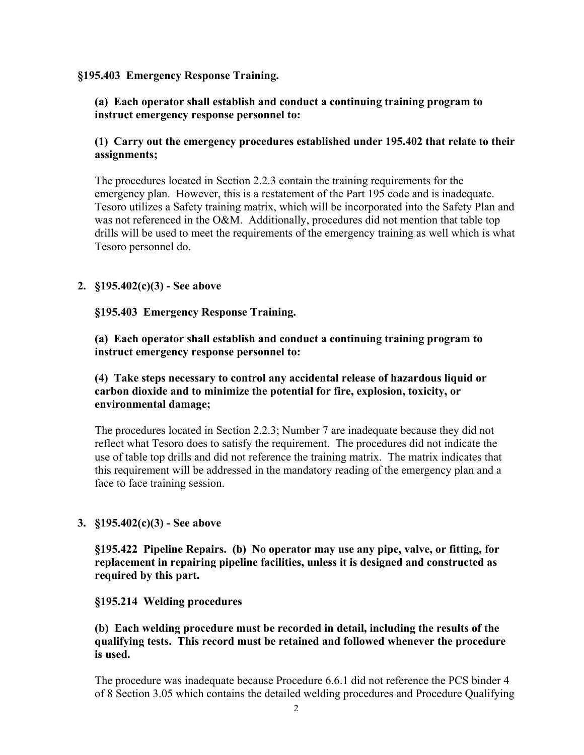**§195.403 Emergency Response Training.**

**(a) Each operator shall establish and conduct a continuing training program to instruct emergency response personnel to:**

**(1) Carry out the emergency procedures established under 195.402 that relate to their assignments;**

The procedures located in Section 2.2.3 contain the training requirements for the emergency plan. However, this is a restatement of the Part 195 code and is inadequate. Tesoro utilizes a Safety training matrix, which will be incorporated into the Safety Plan and was not referenced in the O&M. Additionally, procedures did not mention that table top drills will be used to meet the requirements of the emergency training as well which is what Tesoro personnel do.

2. **§195.402(c)(3) - See above**

   **§195.403 Emergency Response Training.**

   **(a) Each operator shall establish and conduct a continuing training program to instruct emergency response personnel to:**

   **(4) Take steps necessary to control any accidental release of hazardous liquid or carbon dioxide and to minimize the potential for fire, explosion, toxicity, or environmental damage;**

   The procedures located in Section 2.2.3; Number 7 are inadequate because they did not reflect what Tesoro does to satisfy the requirement. The procedures did not indicate the use of table top drills and did not reference the training matrix. The matrix indicates that this requirement will be addressed in the mandatory reading of the emergency plan and a face to face training session.

3. **§195.402(c)(3) - See above**

   **§195.422 Pipeline Repairs. (b) No operator may use any pipe, valve, or fitting, for replacement in repairing pipeline facilities, unless it is designed and constructed as required by this part.**

   **§195.214 Welding procedures**

   **(b) Each welding procedure must be recorded in detail, including the results of the qualifying tests. This record must be retained and followed whenever the procedure is used.**

   The procedure was inadequate because Procedure 6.6.1 did not reference the PCS binder 4 of 8 Section 3.05 which contains the detailed welding procedures and Procedure Qualifying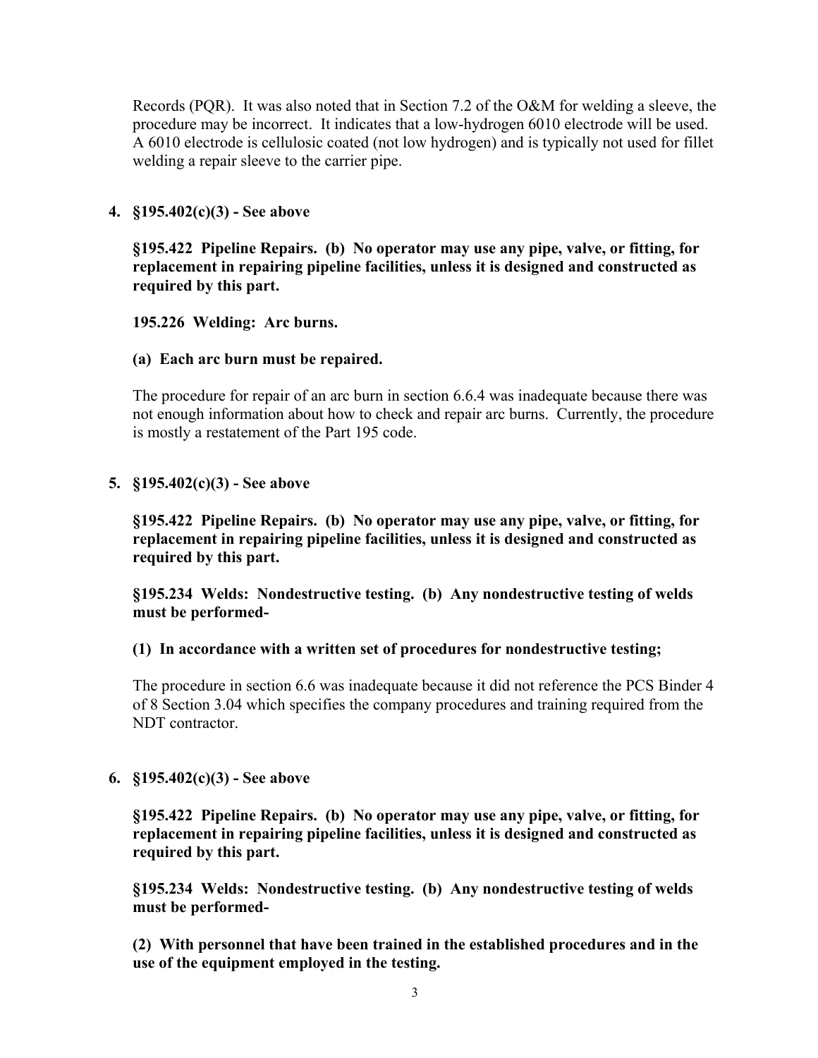Records (PQR). It was also noted that in Section 7.2 of the O&M for welding a sleeve, the procedure may be incorrect. It indicates that a low-hydrogen 6010 electrode will be used. A 6010 electrode is cellulosic coated (not low hydrogen) and is typically not used for fillet welding a repair sleeve to the carrier pipe.

4. **§195.402(c)(3) - See above**

   **§195.422 Pipeline Repairs. (b) No operator may use any pipe, valve, or fitting, for replacement in repairing pipeline facilities, unless it is designed and constructed as required by this part.**

   **195.226 Welding: Arc burns.**

   **(a) Each arc burn must be repaired.**

   The procedure for repair of an arc burn in section 6.6.4 was inadequate because there was not enough information about how to check and repair arc burns. Currently, the procedure is mostly a restatement of the Part 195 code.

5. **§195.402(c)(3) - See above**

   **§195.422 Pipeline Repairs. (b) No operator may use any pipe, valve, or fitting, for replacement in repairing pipeline facilities, unless it is designed and constructed as required by this part.**

   **§195.234 Welds: Nondestructive testing. (b) Any nondestructive testing of welds must be performed-**

   **(1) In accordance with a written set of procedures for nondestructive testing;**

   The procedure in section 6.6 was inadequate because it did not reference the PCS Binder 4 of 8 Section 3.04 which specifies the company procedures and training required from the NDT contractor.

6. **§195.402(c)(3) - See above**

   **§195.422 Pipeline Repairs. (b) No operator may use any pipe, valve, or fitting, for replacement in repairing pipeline facilities, unless it is designed and constructed as required by this part.**

   **§195.234 Welds: Nondestructive testing. (b) Any nondestructive testing of welds must be performed-**

   **(2) With personnel that have been trained in the established procedures and in the use of the equipment employed in the testing.**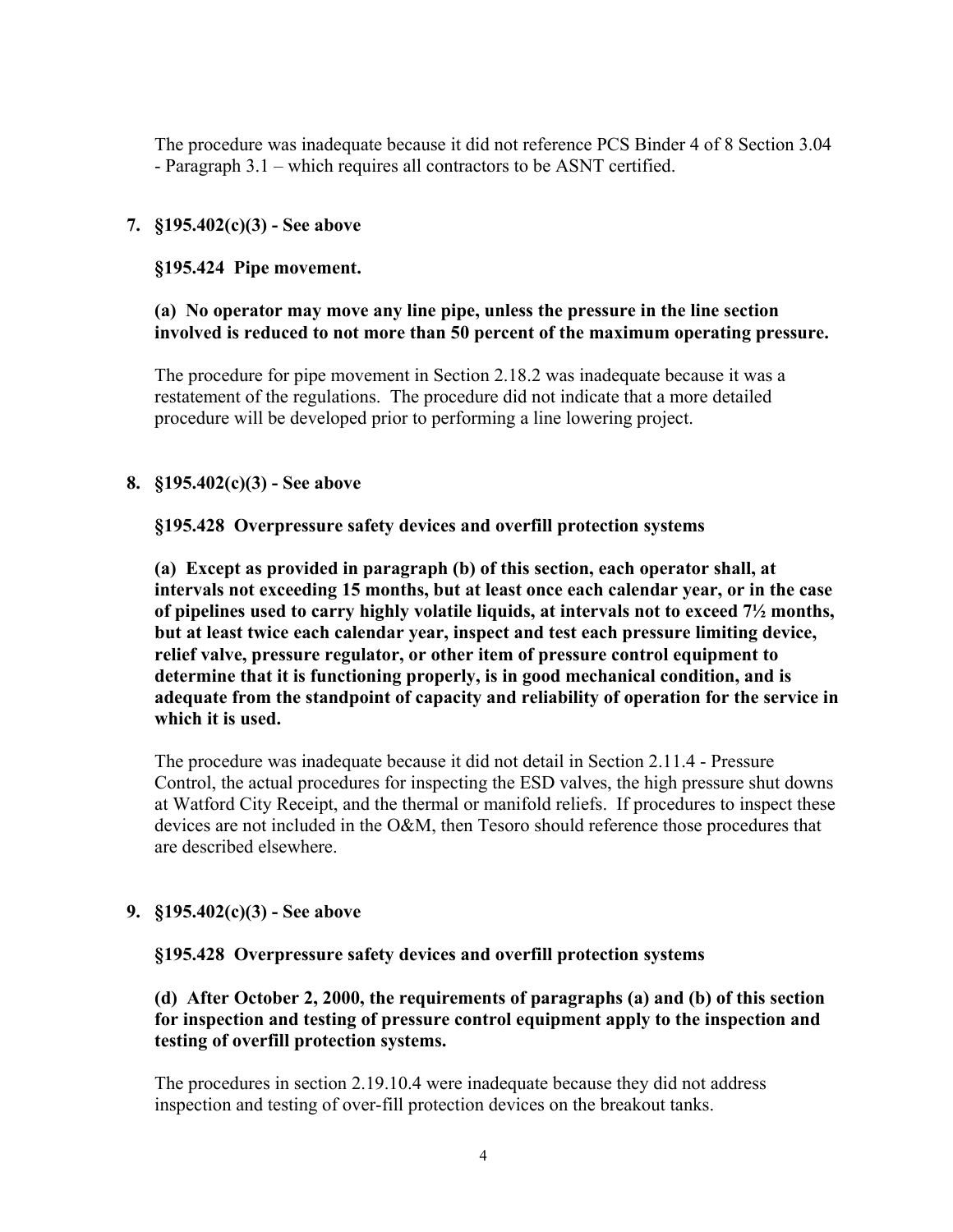The procedure was inadequate because it did not reference PCS Binder 4 of 8 Section 3.04 - Paragraph 3.1 – which requires all contractors to be ASNT certified.

**7. §195.402(c)(3) - See above**

**§195.424 Pipe movement.**

**(a) No operator may move any line pipe, unless the pressure in the line section involved is reduced to not more than 50 percent of the maximum operating pressure.**

The procedure for pipe movement in Section 2.18.2 was inadequate because it was a restatement of the regulations. The procedure did not indicate that a more detailed procedure will be developed prior to performing a line lowering project.

**8. §195.402(c)(3) - See above**

**§195.428 Overpressure safety devices and overfill protection systems**

**(a) Except as provided in paragraph (b) of this section, each operator shall, at intervals not exceeding 15 months, but at least once each calendar year, or in the case of pipelines used to carry highly volatile liquids, at intervals not to exceed 7½ months, but at least twice each calendar year, inspect and test each pressure limiting device, relief valve, pressure regulator, or other item of pressure control equipment to determine that it is functioning properly, is in good mechanical condition, and is adequate from the standpoint of capacity and reliability of operation for the service in which it is used.**

The procedure was inadequate because it did not detail in Section 2.11.4 - Pressure Control, the actual procedures for inspecting the ESD valves, the high pressure shut downs at Watford City Receipt, and the thermal or manifold reliefs. If procedures to inspect these devices are not included in the O&M, then Tesoro should reference those procedures that are described elsewhere.

**9. §195.402(c)(3) - See above**

**§195.428 Overpressure safety devices and overfill protection systems**

**(d) After October 2, 2000, the requirements of paragraphs (a) and (b) of this section for inspection and testing of pressure control equipment apply to the inspection and testing of overfill protection systems.**

The procedures in section 2.19.10.4 were inadequate because they did not address inspection and testing of over-fill protection devices on the breakout tanks.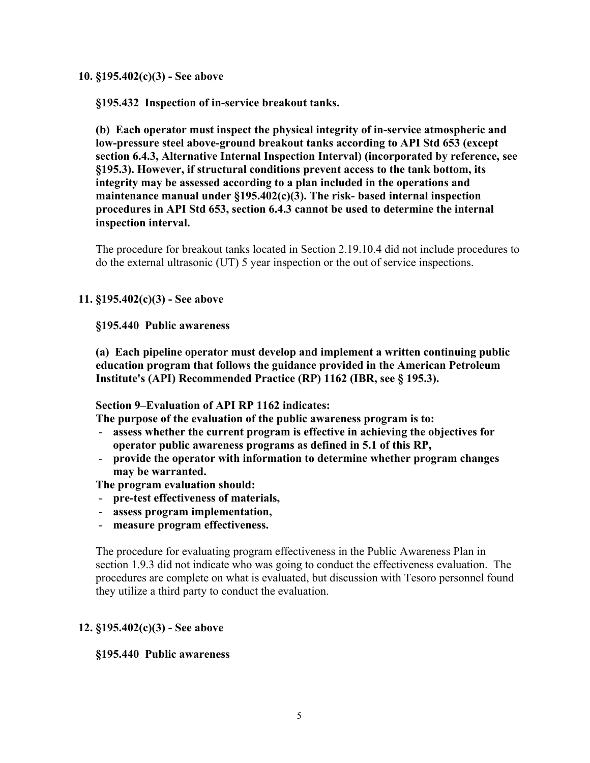**10. §195.402(c)(3) - See above**

**§195.432 Inspection of in-service breakout tanks.**

**(b) Each operator must inspect the physical integrity of in-service atmospheric and low-pressure steel above-ground breakout tanks according to API Std 653 (except section 6.4.3, Alternative Internal Inspection Interval) (incorporated by reference, see §195.3). However, if structural conditions prevent access to the tank bottom, its integrity may be assessed according to a plan included in the operations and maintenance manual under §195.402(c)(3). The risk- based internal inspection procedures in API Std 653, section 6.4.3 cannot be used to determine the internal inspection interval.**

The procedure for breakout tanks located in Section 2.19.10.4 did not include procedures to do the external ultrasonic (UT) 5 year inspection or the out of service inspections.

**11. §195.402(c)(3) - See above**

**§195.440 Public awareness**

**(a) Each pipeline operator must develop and implement a written continuing public education program that follows the guidance provided in the American Petroleum Institute's (API) Recommended Practice (RP) 1162 (IBR, see § 195.3).**

**Section 9–Evaluation of API RP 1162 indicates:**
**The purpose of the evaluation of the public awareness program is to:**

- **assess whether the current program is effective in achieving the objectives for operator public awareness programs as defined in 5.1 of this RP,**
- **provide the operator with information to determine whether program changes may be warranted.**

**The program evaluation should:**

- **pre-test effectiveness of materials,**
- **assess program implementation,**
- **measure program effectiveness.**

The procedure for evaluating program effectiveness in the Public Awareness Plan in section 1.9.3 did not indicate who was going to conduct the effectiveness evaluation. The procedures are complete on what is evaluated, but discussion with Tesoro personnel found they utilize a third party to conduct the evaluation.

**12. §195.402(c)(3) - See above**

**§195.440 Public awareness**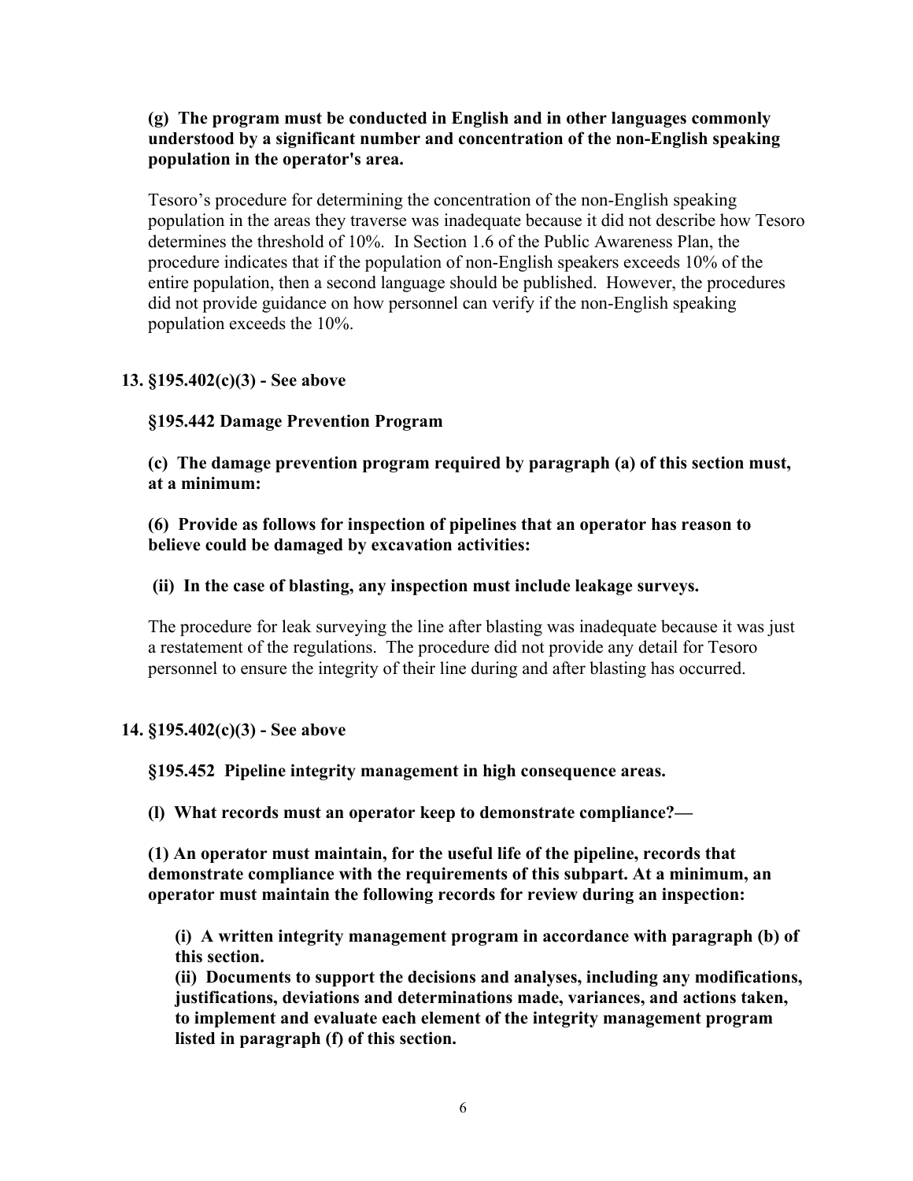**(g) The program must be conducted in English and in other languages commonly understood by a significant number and concentration of the non-English speaking population in the operator's area.**

Tesoro's procedure for determining the concentration of the non-English speaking population in the areas they traverse was inadequate because it did not describe how Tesoro determines the threshold of 10%. In Section 1.6 of the Public Awareness Plan, the procedure indicates that if the population of non-English speakers exceeds 10% of the entire population, then a second language should be published. However, the procedures did not provide guidance on how personnel can verify if the non-English speaking population exceeds the 10%.

**13. §195.402(c)(3) - See above**

**§195.442 Damage Prevention Program**

**(c) The damage prevention program required by paragraph (a) of this section must, at a minimum:**

**(6) Provide as follows for inspection of pipelines that an operator has reason to believe could be damaged by excavation activities:**

**(ii) In the case of blasting, any inspection must include leakage surveys.**

The procedure for leak surveying the line after blasting was inadequate because it was just a restatement of the regulations. The procedure did not provide any detail for Tesoro personnel to ensure the integrity of their line during and after blasting has occurred.

**14. §195.402(c)(3) - See above**

**§195.452 Pipeline integrity management in high consequence areas.**

**(l) What records must an operator keep to demonstrate compliance?—**

**(1) An operator must maintain, for the useful life of the pipeline, records that demonstrate compliance with the requirements of this subpart. At a minimum, an operator must maintain the following records for review during an inspection:**

**(i) A written integrity management program in accordance with paragraph (b) of this section.**
**(ii) Documents to support the decisions and analyses, including any modifications, justifications, deviations and determinations made, variances, and actions taken, to implement and evaluate each element of the integrity management program listed in paragraph (f) of this section.**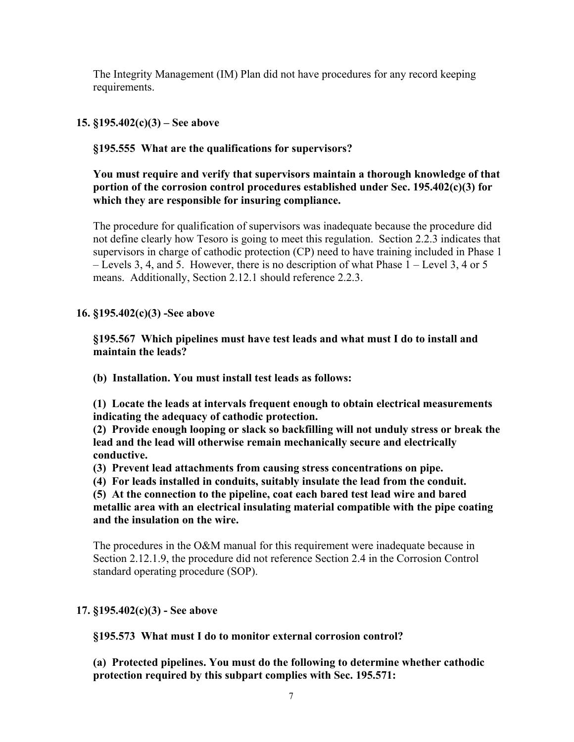The Integrity Management (IM) Plan did not have procedures for any record keeping requirements.

**15. §195.402(c)(3) – See above**

**§195.555 What are the qualifications for supervisors?**

**You must require and verify that supervisors maintain a thorough knowledge of that portion of the corrosion control procedures established under Sec. 195.402(c)(3) for which they are responsible for insuring compliance.**

The procedure for qualification of supervisors was inadequate because the procedure did not define clearly how Tesoro is going to meet this regulation. Section 2.2.3 indicates that supervisors in charge of cathodic protection (CP) need to have training included in Phase 1 – Levels 3, 4, and 5. However, there is no description of what Phase 1 – Level 3, 4 or 5 means. Additionally, Section 2.12.1 should reference 2.2.3.

**16. §195.402(c)(3) -See above**

**§195.567 Which pipelines must have test leads and what must I do to install and maintain the leads?**

**(b) Installation. You must install test leads as follows:**

**(1) Locate the leads at intervals frequent enough to obtain electrical measurements indicating the adequacy of cathodic protection.**
**(2) Provide enough looping or slack so backfilling will not unduly stress or break the lead and the lead will otherwise remain mechanically secure and electrically conductive.**
**(3) Prevent lead attachments from causing stress concentrations on pipe.**
**(4) For leads installed in conduits, suitably insulate the lead from the conduit.**
**(5) At the connection to the pipeline, coat each bared test lead wire and bared metallic area with an electrical insulating material compatible with the pipe coating and the insulation on the wire.**

The procedures in the O&M manual for this requirement were inadequate because in Section 2.12.1.9, the procedure did not reference Section 2.4 in the Corrosion Control standard operating procedure (SOP).

**17. §195.402(c)(3) - See above**

**§195.573 What must I do to monitor external corrosion control?**

**(a) Protected pipelines. You must do the following to determine whether cathodic protection required by this subpart complies with Sec. 195.571:**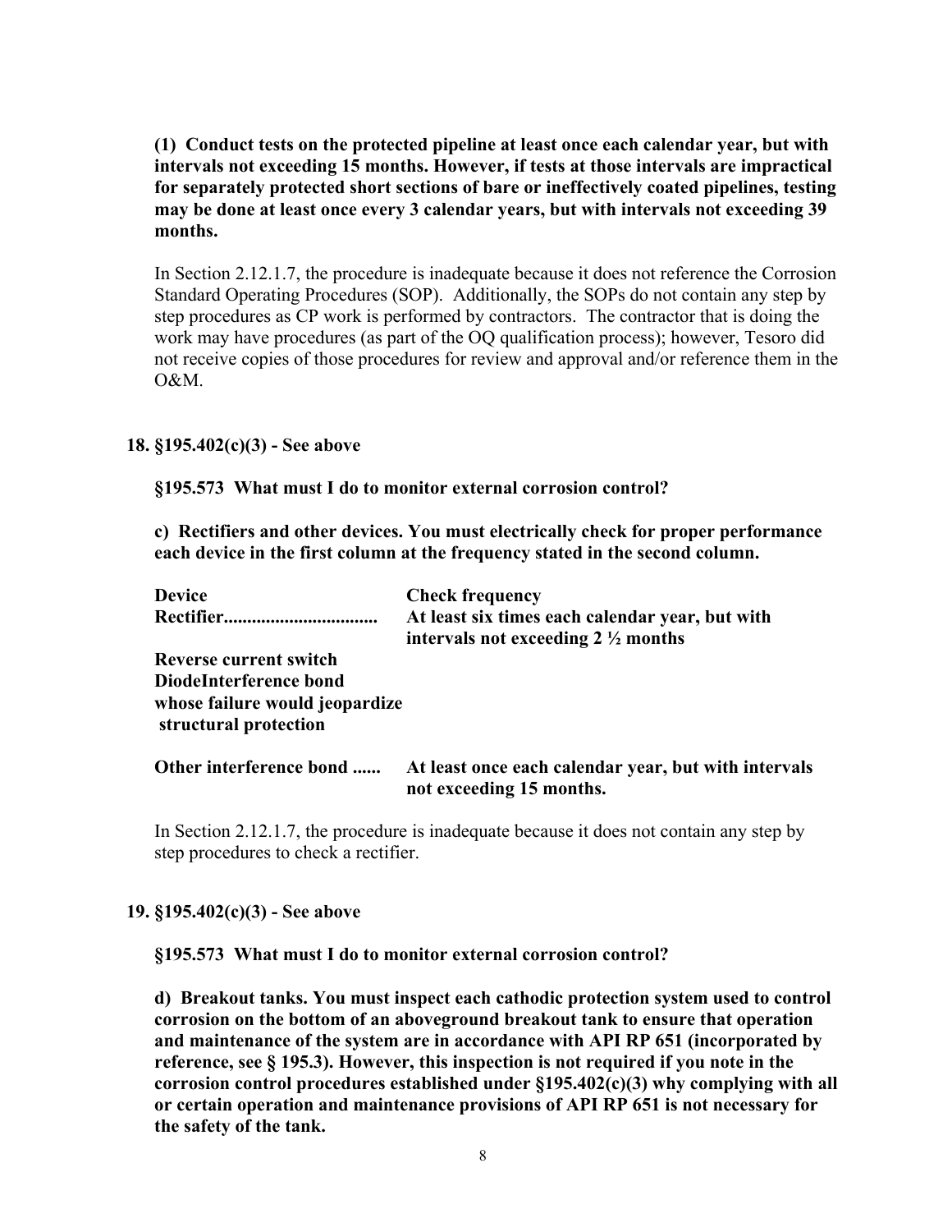**(1) Conduct tests on the protected pipeline at least once each calendar year, but with intervals not exceeding 15 months. However, if tests at those intervals are impractical for separately protected short sections of bare or ineffectively coated pipelines, testing may be done at least once every 3 calendar years, but with intervals not exceeding 39 months.**

In Section 2.12.1.7, the procedure is inadequate because it does not reference the Corrosion Standard Operating Procedures (SOP). Additionally, the SOPs do not contain any step by step procedures as CP work is performed by contractors. The contractor that is doing the work may have procedures (as part of the OQ qualification process); however, Tesoro did not receive copies of those procedures for review and approval and/or reference them in the O&M.

**18. §195.402(c)(3) - See above**

**§195.573 What must I do to monitor external corrosion control?**

**c) Rectifiers and other devices. You must electrically check for proper performance each device in the first column at the frequency stated in the second column.**

| **Device** | **Check frequency** |
|---|---|
| **Rectifier.................................** | **At least six times each calendar year, but with intervals not exceeding 2 ½ months** |
| **Reverse current switch DiodeInterference bond whose failure would jeopardize structural protection** | |
| **Other interference bond ......** | **At least once each calendar year, but with intervals not exceeding 15 months.** |

In Section 2.12.1.7, the procedure is inadequate because it does not contain any step by step procedures to check a rectifier.

**19. §195.402(c)(3) - See above**

**§195.573 What must I do to monitor external corrosion control?**

**d) Breakout tanks. You must inspect each cathodic protection system used to control corrosion on the bottom of an aboveground breakout tank to ensure that operation and maintenance of the system are in accordance with API RP 651 (incorporated by reference, see § 195.3). However, this inspection is not required if you note in the corrosion control procedures established under §195.402(c)(3) why complying with all or certain operation and maintenance provisions of API RP 651 is not necessary for the safety of the tank.**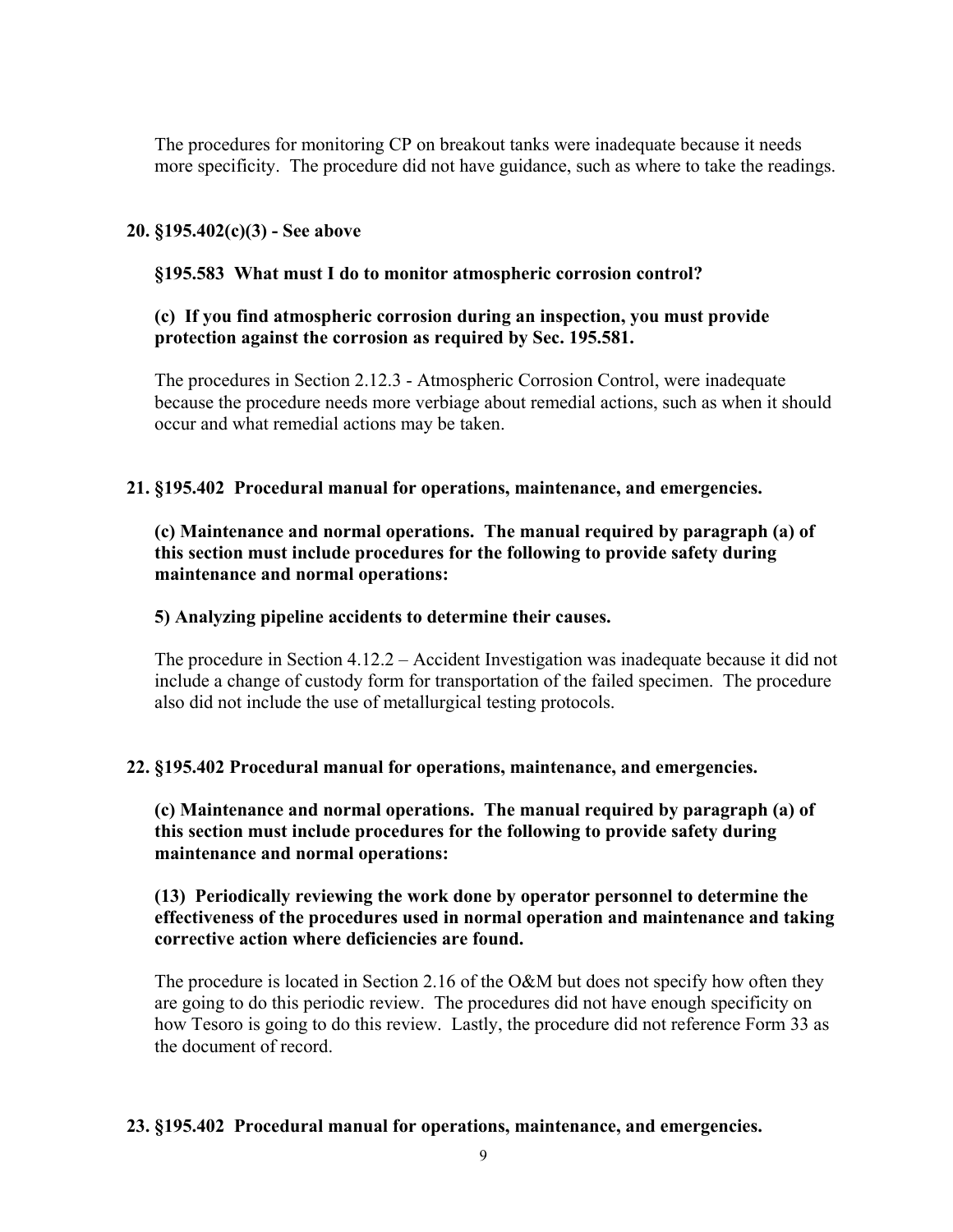The procedures for monitoring CP on breakout tanks were inadequate because it needs more specificity. The procedure did not have guidance, such as where to take the readings.

**20. §195.402(c)(3) - See above**

**§195.583 What must I do to monitor atmospheric corrosion control?**

**(c) If you find atmospheric corrosion during an inspection, you must provide protection against the corrosion as required by Sec. 195.581.**

The procedures in Section 2.12.3 - Atmospheric Corrosion Control, were inadequate because the procedure needs more verbiage about remedial actions, such as when it should occur and what remedial actions may be taken.

**21. §195.402 Procedural manual for operations, maintenance, and emergencies.**

**(c) Maintenance and normal operations. The manual required by paragraph (a) of this section must include procedures for the following to provide safety during maintenance and normal operations:**

**5) Analyzing pipeline accidents to determine their causes.**

The procedure in Section 4.12.2 – Accident Investigation was inadequate because it did not include a change of custody form for transportation of the failed specimen. The procedure also did not include the use of metallurgical testing protocols.

**22. §195.402 Procedural manual for operations, maintenance, and emergencies.**

**(c) Maintenance and normal operations. The manual required by paragraph (a) of this section must include procedures for the following to provide safety during maintenance and normal operations:**

**(13) Periodically reviewing the work done by operator personnel to determine the effectiveness of the procedures used in normal operation and maintenance and taking corrective action where deficiencies are found.**

The procedure is located in Section 2.16 of the O&M but does not specify how often they are going to do this periodic review. The procedures did not have enough specificity on how Tesoro is going to do this review. Lastly, the procedure did not reference Form 33 as the document of record.

**23. §195.402 Procedural manual for operations, maintenance, and emergencies.**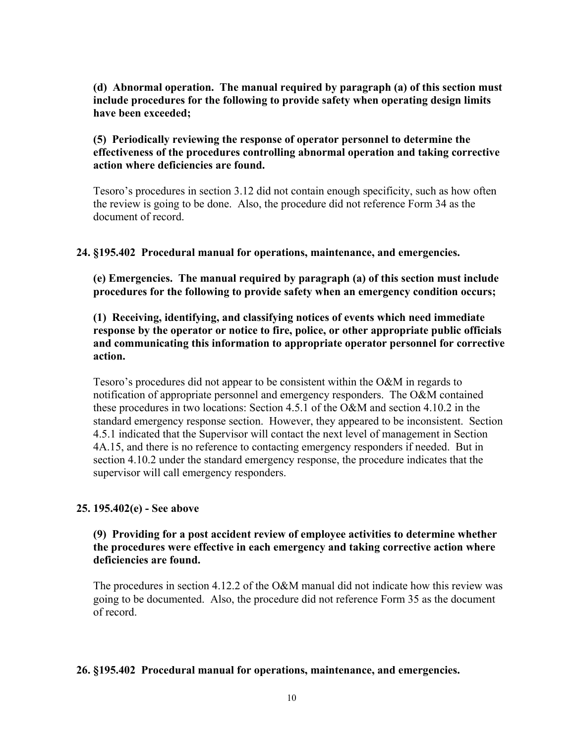**(d) Abnormal operation. The manual required by paragraph (a) of this section must include procedures for the following to provide safety when operating design limits have been exceeded;**

**(5) Periodically reviewing the response of operator personnel to determine the effectiveness of the procedures controlling abnormal operation and taking corrective action where deficiencies are found.**

Tesoro's procedures in section 3.12 did not contain enough specificity, such as how often the review is going to be done. Also, the procedure did not reference Form 34 as the document of record.

**24. §195.402 Procedural manual for operations, maintenance, and emergencies.**

**(e) Emergencies. The manual required by paragraph (a) of this section must include procedures for the following to provide safety when an emergency condition occurs;**

**(1) Receiving, identifying, and classifying notices of events which need immediate response by the operator or notice to fire, police, or other appropriate public officials and communicating this information to appropriate operator personnel for corrective action.**

Tesoro's procedures did not appear to be consistent within the O&M in regards to notification of appropriate personnel and emergency responders. The O&M contained these procedures in two locations: Section 4.5.1 of the O&M and section 4.10.2 in the standard emergency response section. However, they appeared to be inconsistent. Section 4.5.1 indicated that the Supervisor will contact the next level of management in Section 4A.15, and there is no reference to contacting emergency responders if needed. But in section 4.10.2 under the standard emergency response, the procedure indicates that the supervisor will call emergency responders.

**25. 195.402(e) - See above**

**(9) Providing for a post accident review of employee activities to determine whether the procedures were effective in each emergency and taking corrective action where deficiencies are found.**

The procedures in section 4.12.2 of the O&M manual did not indicate how this review was going to be documented. Also, the procedure did not reference Form 35 as the document of record.

**26. §195.402 Procedural manual for operations, maintenance, and emergencies.**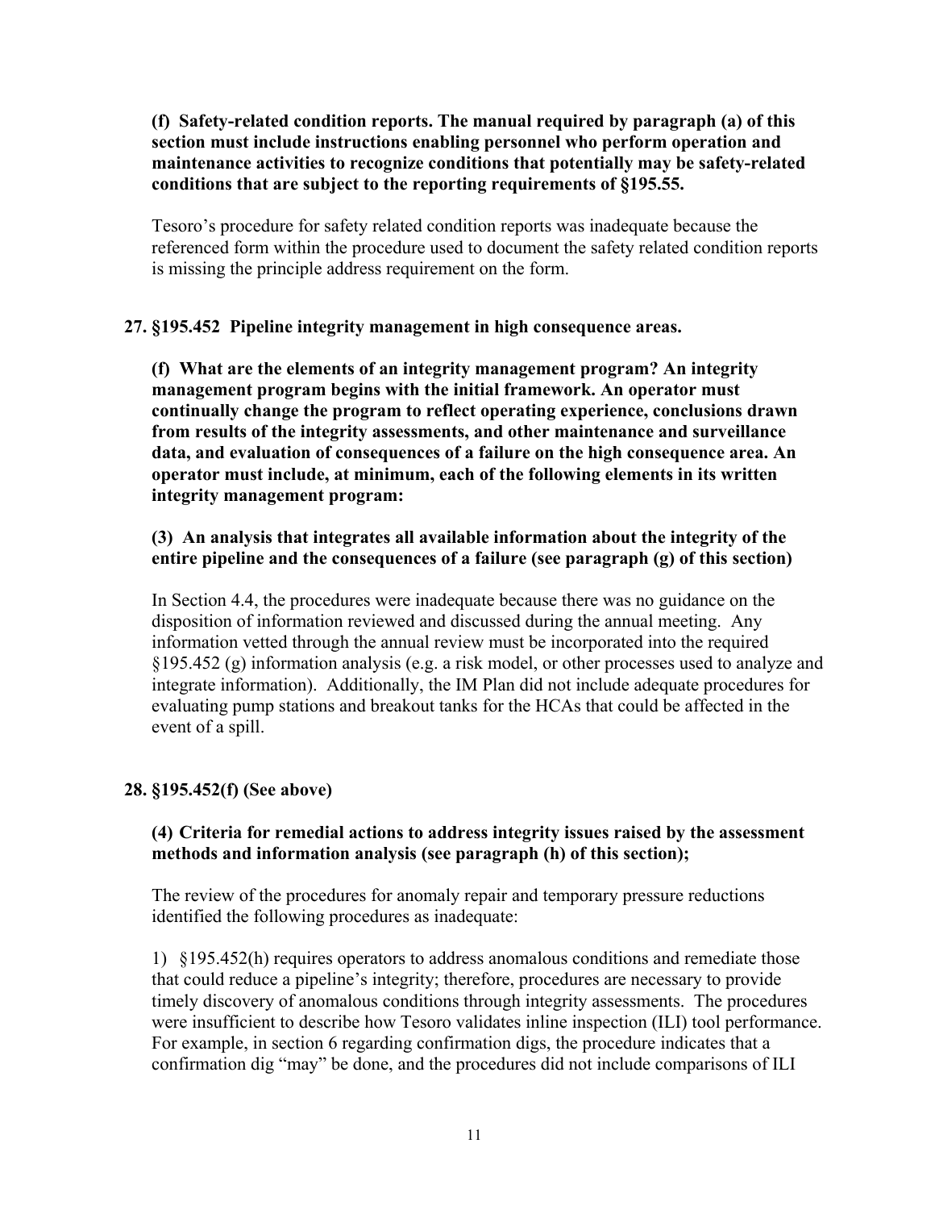**(f) Safety-related condition reports. The manual required by paragraph (a) of this section must include instructions enabling personnel who perform operation and maintenance activities to recognize conditions that potentially may be safety-related conditions that are subject to the reporting requirements of §195.55.**

Tesoro's procedure for safety related condition reports was inadequate because the referenced form within the procedure used to document the safety related condition reports is missing the principle address requirement on the form.

**27. §195.452 Pipeline integrity management in high consequence areas.**

**(f) What are the elements of an integrity management program? An integrity management program begins with the initial framework. An operator must continually change the program to reflect operating experience, conclusions drawn from results of the integrity assessments, and other maintenance and surveillance data, and evaluation of consequences of a failure on the high consequence area. An operator must include, at minimum, each of the following elements in its written integrity management program:**

**(3) An analysis that integrates all available information about the integrity of the entire pipeline and the consequences of a failure (see paragraph (g) of this section)**

In Section 4.4, the procedures were inadequate because there was no guidance on the disposition of information reviewed and discussed during the annual meeting. Any information vetted through the annual review must be incorporated into the required §195.452 (g) information analysis (e.g. a risk model, or other processes used to analyze and integrate information). Additionally, the IM Plan did not include adequate procedures for evaluating pump stations and breakout tanks for the HCAs that could be affected in the event of a spill.

**28. §195.452(f) (See above)**

**(4) Criteria for remedial actions to address integrity issues raised by the assessment methods and information analysis (see paragraph (h) of this section);**

The review of the procedures for anomaly repair and temporary pressure reductions identified the following procedures as inadequate:

1) §195.452(h) requires operators to address anomalous conditions and remediate those that could reduce a pipeline's integrity; therefore, procedures are necessary to provide timely discovery of anomalous conditions through integrity assessments. The procedures were insufficient to describe how Tesoro validates inline inspection (ILI) tool performance. For example, in section 6 regarding confirmation digs, the procedure indicates that a confirmation dig "may" be done, and the procedures did not include comparisons of ILI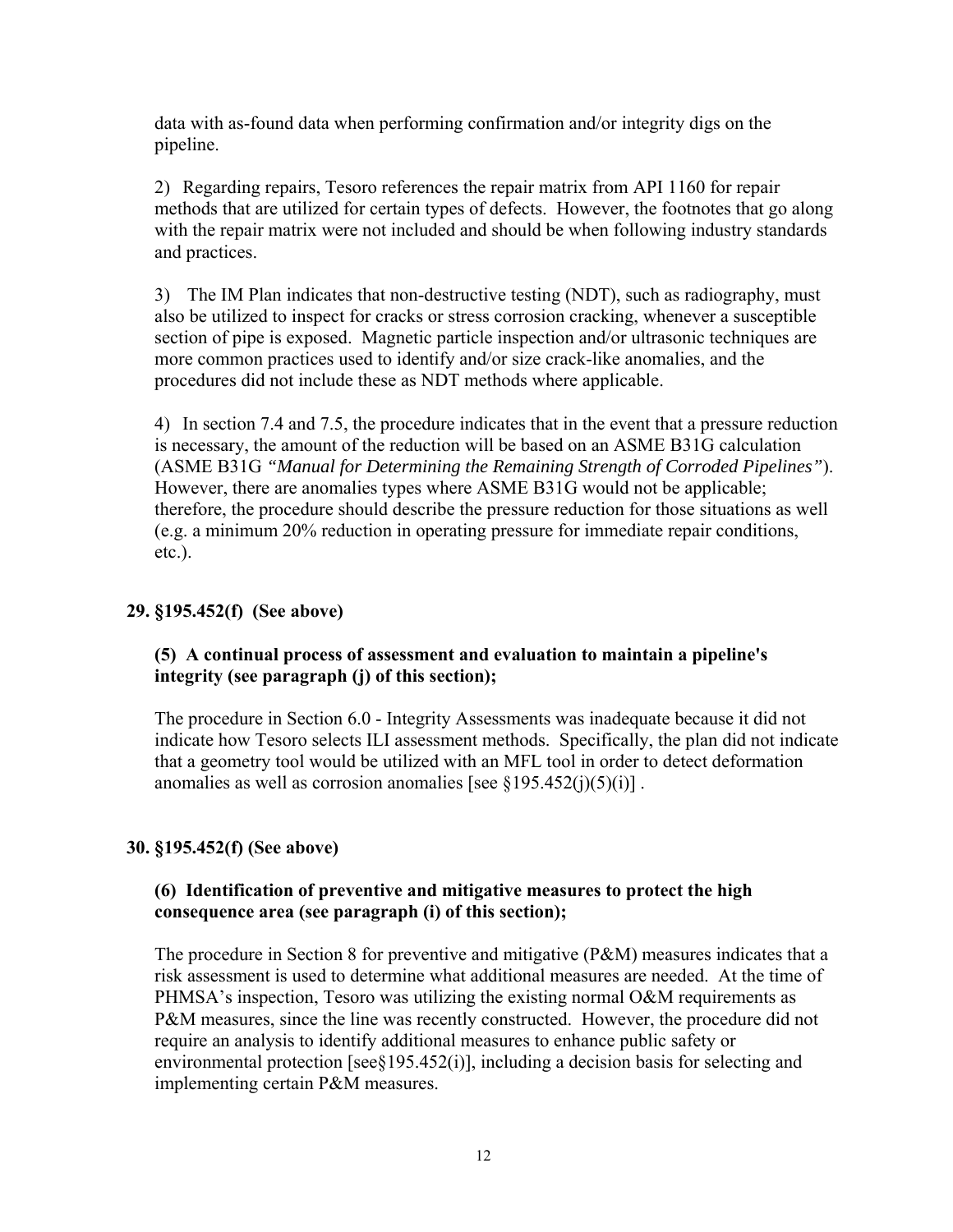data with as-found data when performing confirmation and/or integrity digs on the pipeline.

2) Regarding repairs, Tesoro references the repair matrix from API 1160 for repair methods that are utilized for certain types of defects. However, the footnotes that go along with the repair matrix were not included and should be when following industry standards and practices.

3) The IM Plan indicates that non-destructive testing (NDT), such as radiography, must also be utilized to inspect for cracks or stress corrosion cracking, whenever a susceptible section of pipe is exposed. Magnetic particle inspection and/or ultrasonic techniques are more common practices used to identify and/or size crack-like anomalies, and the procedures did not include these as NDT methods where applicable.

4) In section 7.4 and 7.5, the procedure indicates that in the event that a pressure reduction is necessary, the amount of the reduction will be based on an ASME B31G calculation (ASME B31G *"Manual for Determining the Remaining Strength of Corroded Pipelines"*). However, there are anomalies types where ASME B31G would not be applicable; therefore, the procedure should describe the pressure reduction for those situations as well (e.g. a minimum 20% reduction in operating pressure for immediate repair conditions, etc.).

**29. §195.452(f) (See above)**

**(5) A continual process of assessment and evaluation to maintain a pipeline's integrity (see paragraph (j) of this section);**

The procedure in Section 6.0 - Integrity Assessments was inadequate because it did not indicate how Tesoro selects ILI assessment methods. Specifically, the plan did not indicate that a geometry tool would be utilized with an MFL tool in order to detect deformation anomalies as well as corrosion anomalies [see §195.452(j)(5)(i)] .

**30. §195.452(f) (See above)**

**(6) Identification of preventive and mitigative measures to protect the high consequence area (see paragraph (i) of this section);**

The procedure in Section 8 for preventive and mitigative (P&M) measures indicates that a risk assessment is used to determine what additional measures are needed. At the time of PHMSA's inspection, Tesoro was utilizing the existing normal O&M requirements as P&M measures, since the line was recently constructed. However, the procedure did not require an analysis to identify additional measures to enhance public safety or environmental protection [see§195.452(i)], including a decision basis for selecting and implementing certain P&M measures.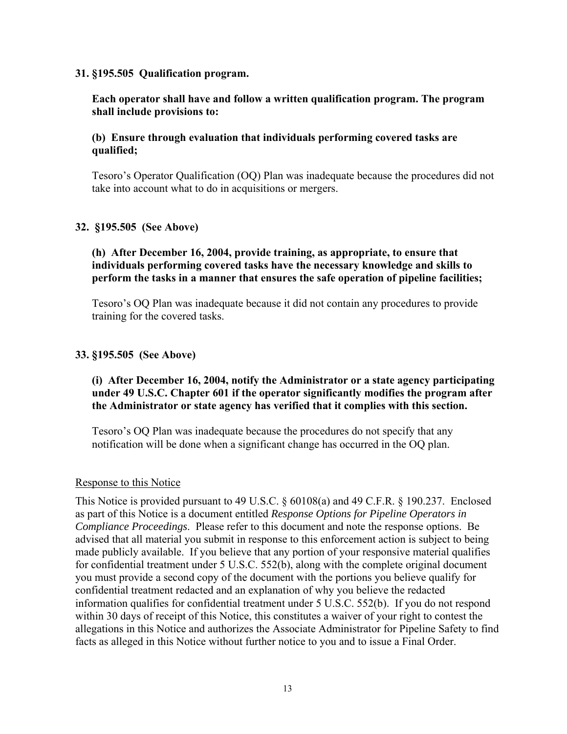**31. §195.505 Qualification program.**

**Each operator shall have and follow a written qualification program. The program shall include provisions to:**

**(b) Ensure through evaluation that individuals performing covered tasks are qualified;**

Tesoro's Operator Qualification (OQ) Plan was inadequate because the procedures did not take into account what to do in acquisitions or mergers.

**32. §195.505 (See Above)**

**(h) After December 16, 2004, provide training, as appropriate, to ensure that individuals performing covered tasks have the necessary knowledge and skills to perform the tasks in a manner that ensures the safe operation of pipeline facilities;**

Tesoro's OQ Plan was inadequate because it did not contain any procedures to provide training for the covered tasks.

**33. §195.505 (See Above)**

**(i) After December 16, 2004, notify the Administrator or a state agency participating under 49 U.S.C. Chapter 601 if the operator significantly modifies the program after the Administrator or state agency has verified that it complies with this section.**

Tesoro's OQ Plan was inadequate because the procedures do not specify that any notification will be done when a significant change has occurred in the OQ plan.

Response to this Notice

This Notice is provided pursuant to 49 U.S.C. § 60108(a) and 49 C.F.R. § 190.237. Enclosed as part of this Notice is a document entitled *Response Options for Pipeline Operators in Compliance Proceedings*. Please refer to this document and note the response options. Be advised that all material you submit in response to this enforcement action is subject to being made publicly available. If you believe that any portion of your responsive material qualifies for confidential treatment under 5 U.S.C. 552(b), along with the complete original document you must provide a second copy of the document with the portions you believe qualify for confidential treatment redacted and an explanation of why you believe the redacted information qualifies for confidential treatment under 5 U.S.C. 552(b). If you do not respond within 30 days of receipt of this Notice, this constitutes a waiver of your right to contest the allegations in this Notice and authorizes the Associate Administrator for Pipeline Safety to find facts as alleged in this Notice without further notice to you and to issue a Final Order.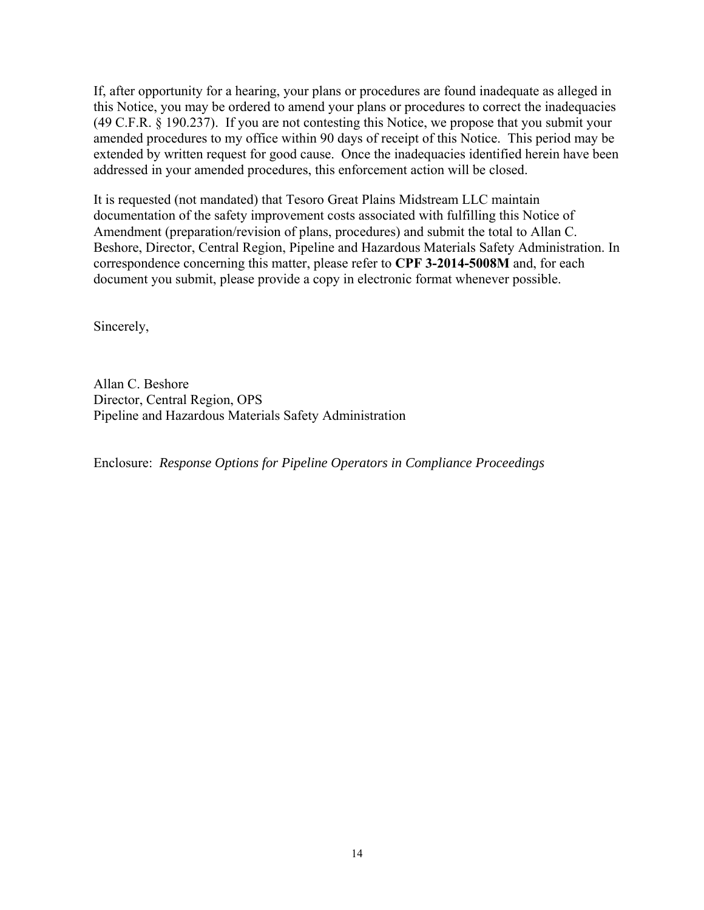If, after opportunity for a hearing, your plans or procedures are found inadequate as alleged in this Notice, you may be ordered to amend your plans or procedures to correct the inadequacies (49 C.F.R. § 190.237). If you are not contesting this Notice, we propose that you submit your amended procedures to my office within 90 days of receipt of this Notice. This period may be extended by written request for good cause. Once the inadequacies identified herein have been addressed in your amended procedures, this enforcement action will be closed.

It is requested (not mandated) that Tesoro Great Plains Midstream LLC maintain documentation of the safety improvement costs associated with fulfilling this Notice of Amendment (preparation/revision of plans, procedures) and submit the total to Allan C. Beshore, Director, Central Region, Pipeline and Hazardous Materials Safety Administration. In correspondence concerning this matter, please refer to **CPF 3-2014-5008M** and, for each document you submit, please provide a copy in electronic format whenever possible.

Sincerely,

Allan C. Beshore
Director, Central Region, OPS
Pipeline and Hazardous Materials Safety Administration

Enclosure: *Response Options for Pipeline Operators in Compliance Proceedings*